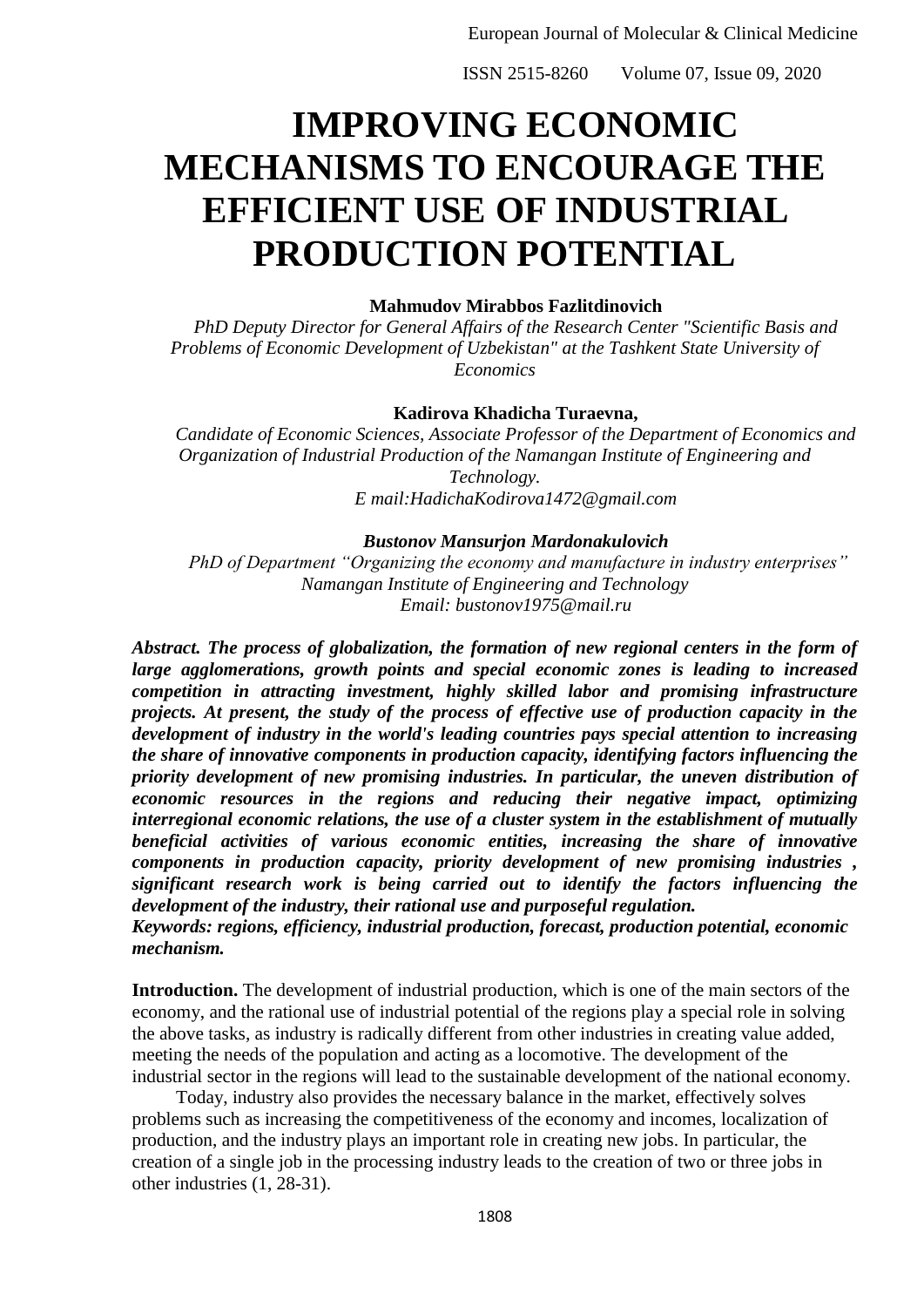# IMPROVING ECONOMIC MECHANISMS TO ENCOURAGE THE EFFICIENT USE OF INDUSTRIAL PRODUCTION POTENTIAL

**Mahmudov Mirabbos Fazlitdinovich**

*PhD Deputy Director for General Affairs of the Research Center "Scientific Basis and Problems of Economic Development of Uzbekistan" at the Tashkent State University of Economics*

**Kadirova Khadicha Turaevna,**

*Candidate of Economic Sciences, Associate Professor of the Department of Economics and Organization of Industrial Production of the Namangan Institute of Engineering and Technology.*

*E mail:HadichaKodirova1472@gmail.com*

***Bustonov Mansurjon Mardonakulovich***

*PhD of Department "Organizing the economy and manufacture in industry enterprises" Namangan Institute of Engineering and Technology*

*Email: bustonov1975@mail.ru*

***Abstract. The process of globalization, the formation of new regional centers in the form of large agglomerations, growth points and special economic zones is leading to increased competition in attracting investment, highly skilled labor and promising infrastructure projects. At present, the study of the process of effective use of production capacity in the development of industry in the world's leading countries pays special attention to increasing the share of innovative components in production capacity, identifying factors influencing the priority development of new promising industries. In particular, the uneven distribution of economic resources in the regions and reducing their negative impact, optimizing interregional economic relations, the use of a cluster system in the establishment of mutually beneficial activities of various economic entities, increasing the share of innovative components in production capacity, priority development of new promising industries , significant research work is being carried out to identify the factors influencing the development of the industry, their rational use and purposeful regulation.***

***Keywords: regions, efficiency, industrial production, forecast, production potential, economic mechanism.***

**Introduction.** The development of industrial production, which is one of the main sectors of the economy, and the rational use of industrial potential of the regions play a special role in solving the above tasks, as industry is radically different from other industries in creating value added, meeting the needs of the population and acting as a locomotive. The development of the industrial sector in the regions will lead to the sustainable development of the national economy.

Today, industry also provides the necessary balance in the market, effectively solves problems such as increasing the competitiveness of the economy and incomes, localization of production, and the industry plays an important role in creating new jobs. In particular, the creation of a single job in the processing industry leads to the creation of two or three jobs in other industries (1, 28-31).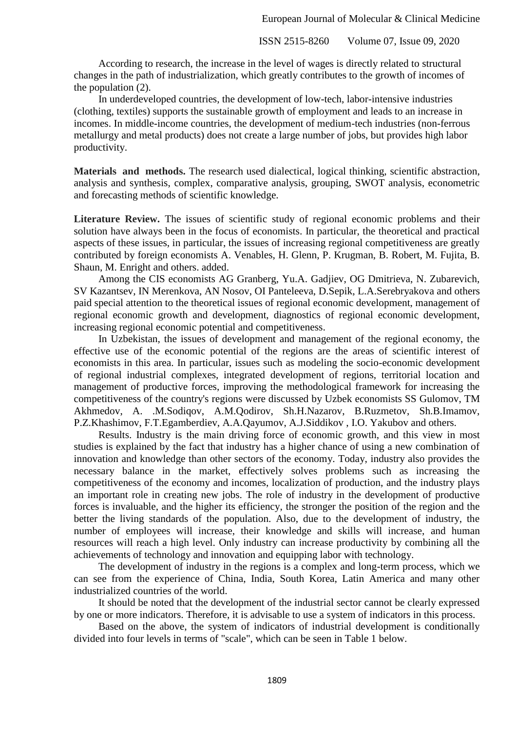According to research, the increase in the level of wages is directly related to structural changes in the path of industrialization, which greatly contributes to the growth of incomes of the population (2).

In underdeveloped countries, the development of low-tech, labor-intensive industries (clothing, textiles) supports the sustainable growth of employment and leads to an increase in incomes. In middle-income countries, the development of medium-tech industries (non-ferrous metallurgy and metal products) does not create a large number of jobs, but provides high labor productivity.

**Materials and methods.** The research used dialectical, logical thinking, scientific abstraction, analysis and synthesis, complex, comparative analysis, grouping, SWOT analysis, econometric and forecasting methods of scientific knowledge.

**Literature Review.** The issues of scientific study of regional economic problems and their solution have always been in the focus of economists. In particular, the theoretical and practical aspects of these issues, in particular, the issues of increasing regional competitiveness are greatly contributed by foreign economists A. Venables, H. Glenn, P. Krugman, B. Robert, M. Fujita, B. Shaun, M. Enright and others. added.

Among the CIS economists AG Granberg, Yu.A. Gadjiev, OG Dmitrieva, N. Zubarevich, SV Kazantsev, IN Merenkova, AN Nosov, OI Panteleeva, D.Sepik, L.A.Serebryakova and others paid special attention to the theoretical issues of regional economic development, management of regional economic growth and development, diagnostics of regional economic development, increasing regional economic potential and competitiveness.

In Uzbekistan, the issues of development and management of the regional economy, the effective use of the economic potential of the regions are the areas of scientific interest of economists in this area. In particular, issues such as modeling the socio-economic development of regional industrial complexes, integrated development of regions, territorial location and management of productive forces, improving the methodological framework for increasing the competitiveness of the country's regions were discussed by Uzbek economists SS Gulomov, TM Akhmedov, A. .M.Sodiqov, A.M.Qodirov, Sh.H.Nazarov, B.Ruzmetov, Sh.B.Imamov, P.Z.Khashimov, F.T.Egamberdiev, A.A.Qayumov, A.J.Siddikov , I.O. Yakubov and others.

Results. Industry is the main driving force of economic growth, and this view in most studies is explained by the fact that industry has a higher chance of using a new combination of innovation and knowledge than other sectors of the economy. Today, industry also provides the necessary balance in the market, effectively solves problems such as increasing the competitiveness of the economy and incomes, localization of production, and the industry plays an important role in creating new jobs. The role of industry in the development of productive forces is invaluable, and the higher its efficiency, the stronger the position of the region and the better the living standards of the population. Also, due to the development of industry, the number of employees will increase, their knowledge and skills will increase, and human resources will reach a high level. Only industry can increase productivity by combining all the achievements of technology and innovation and equipping labor with technology.

The development of industry in the regions is a complex and long-term process, which we can see from the experience of China, India, South Korea, Latin America and many other industrialized countries of the world.

It should be noted that the development of the industrial sector cannot be clearly expressed by one or more indicators. Therefore, it is advisable to use a system of indicators in this process.

Based on the above, the system of indicators of industrial development is conditionally divided into four levels in terms of "scale", which can be seen in Table 1 below.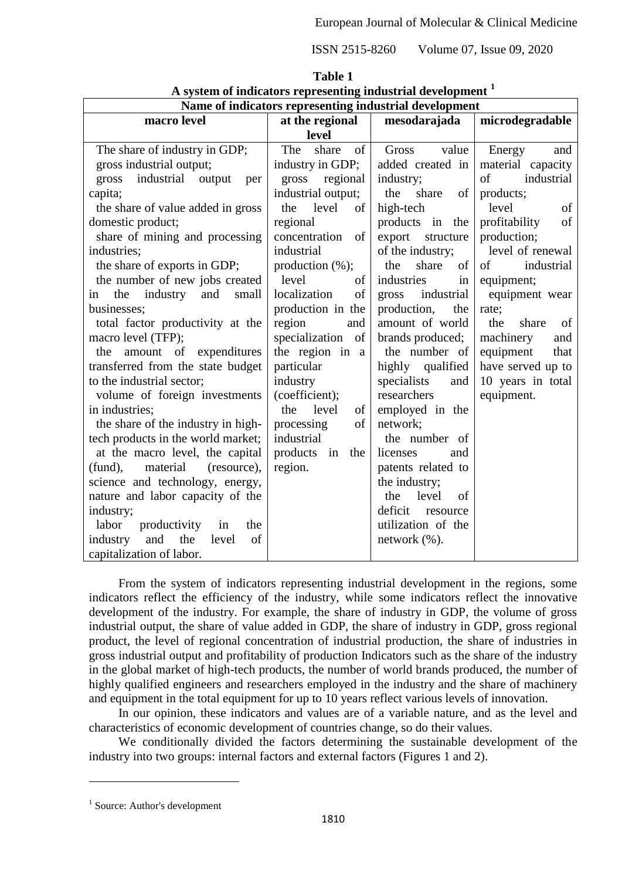**Table 1**
**A system of indicators representing industrial development [1]**

| Name of indicators representing industrial development | | | |
|---|---|---|---|
| **macro level** | **at the regional level** | **mesodarajada** | **microdegradable** |
| The share of industry in GDP; gross industrial output; gross industrial output per capita; the share of value added in gross domestic product; share of mining and processing industries; the share of exports in GDP; the number of new jobs created in the industry and small businesses; total factor productivity at the macro level (TFP); the amount of expenditures transferred from the state budget to the industrial sector; volume of foreign investments in industries; the share of the industry in high-tech products in the world market; at the macro level, the capital (fund), material (resource), science and technology, energy, nature and labor capacity of the industry; labor productivity in the industry and the level of capitalization of labor. | The share of industry in GDP; gross regional industrial output; the level of regional concentration of industrial production (%); level of localization of production in the region and specialization of the region in a particular industry (coefficient); the level of processing of industrial products in the region. | Gross value added created in industry; the share of high-tech products in the export structure of the industry; the share of industries in gross industrial production, the amount of world brands produced; the number of highly qualified specialists and researchers employed in the network; the number of licenses and patents related to the industry; the level of deficit resource utilization of the network (%). | Energy and material capacity of industrial products; level of profitability of production; level of renewal of industrial equipment; equipment wear rate; the share of machinery and equipment that have served up to 10 years in total equipment. |

From the system of indicators representing industrial development in the regions, some indicators reflect the efficiency of the industry, while some indicators reflect the innovative development of the industry. For example, the share of industry in GDP, the volume of gross industrial output, the share of value added in GDP, the share of industry in GDP, gross regional product, the level of regional concentration of industrial production, the share of industries in gross industrial output and profitability of production Indicators such as the share of the industry in the global market of high-tech products, the number of world brands produced, the number of highly qualified engineers and researchers employed in the industry and the share of machinery and equipment in the total equipment for up to 10 years reflect various levels of innovation.

In our opinion, these indicators and values are of a variable nature, and as the level and characteristics of economic development of countries change, so do their values.

We conditionally divided the factors determining the sustainable development of the industry into two groups: internal factors and external factors (Figures 1 and 2).

---

[1] Source: Author's development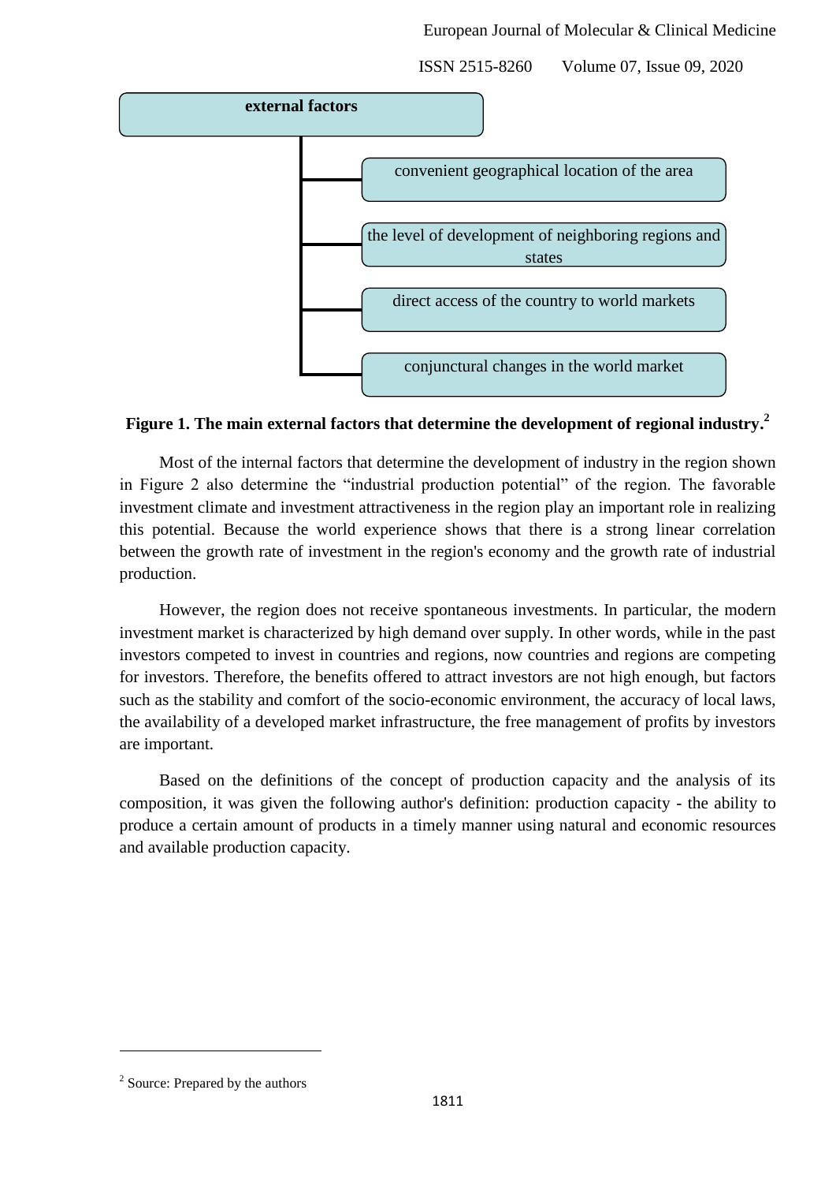**external factors**

- convenient geographical location of the area
- the level of development of neighboring regions and states
- direct access of the country to world markets
- conjunctural changes in the world market

**Figure 1. The main external factors that determine the development of regional industry.[2]**

Most of the internal factors that determine the development of industry in the region shown in Figure 2 also determine the "industrial production potential" of the region. The favorable investment climate and investment attractiveness in the region play an important role in realizing this potential. Because the world experience shows that there is a strong linear correlation between the growth rate of investment in the region's economy and the growth rate of industrial production.

However, the region does not receive spontaneous investments. In particular, the modern investment market is characterized by high demand over supply. In other words, while in the past investors competed to invest in countries and regions, now countries and regions are competing for investors. Therefore, the benefits offered to attract investors are not high enough, but factors such as the stability and comfort of the socio-economic environment, the accuracy of local laws, the availability of a developed market infrastructure, the free management of profits by investors are important.

Based on the definitions of the concept of production capacity and the analysis of its composition, it was given the following author's definition: production capacity - the ability to produce a certain amount of products in a timely manner using natural and economic resources and available production capacity.

---

[2] Source: Prepared by the authors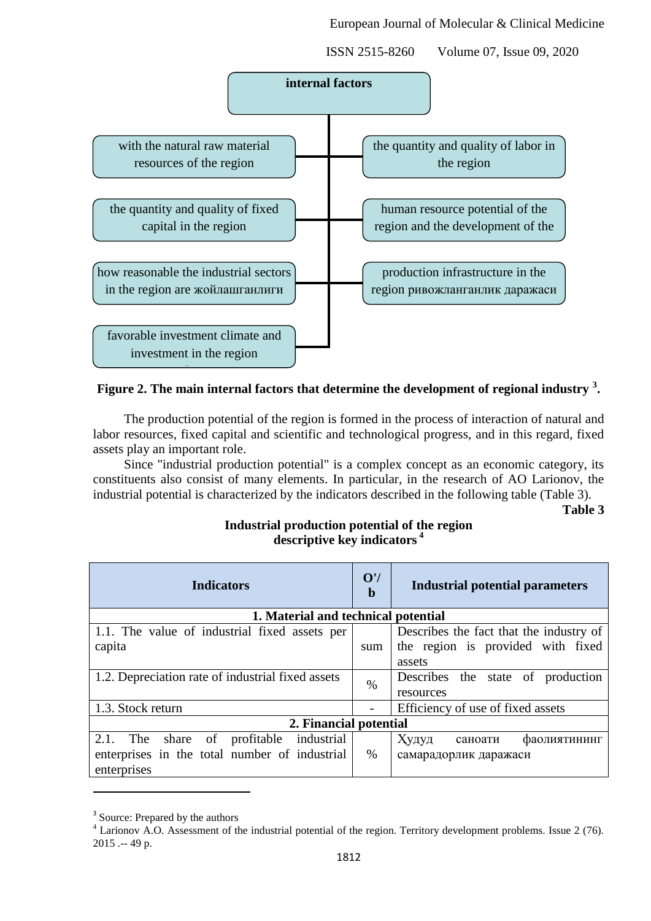internal factors

- with the natural raw material resources of the region
- the quantity and quality of labor in the region
- the quantity and quality of fixed capital in the region
- human resource potential of the region and the development of the
- how reasonable the industrial sectors in the region are жойлашганлиги
- production infrastructure in the region ривожланганлик даражаси
- favorable investment climate and investment in the region

**Figure 2. The main internal factors that determine the development of regional industry [3].**

The production potential of the region is formed in the process of interaction of natural and labor resources, fixed capital and scientific and technological progress, and in this regard, fixed assets play an important role.

Since "industrial production potential" is a complex concept as an economic category, its constituents also consist of many elements. In particular, in the research of AO Larionov, the industrial potential is characterized by the indicators described in the following table (Table 3).

**Table 3**

**Industrial production potential of the region descriptive key indicators [4]**

| Indicators | O'/b | Industrial potential parameters |
|---|---|---|
| **1. Material and technical potential** | | |
| 1.1. The value of industrial fixed assets per capita | sum | Describes the fact that the industry of the region is provided with fixed assets |
| 1.2. Depreciation rate of industrial fixed assets | % | Describes the state of production resources |
| 1.3. Stock return | - | Efficiency of use of fixed assets |
| **2. Financial potential** | | |
| 2.1. The share of profitable industrial enterprises in the total number of industrial enterprises | % | Худуд саноати фаолиятининг самарадорлик даражаси |

[3] Source: Prepared by the authors

[4] Larionov A.O. Assessment of the industrial potential of the region. Territory development problems. Issue 2 (76). 2015 .-- 49 p.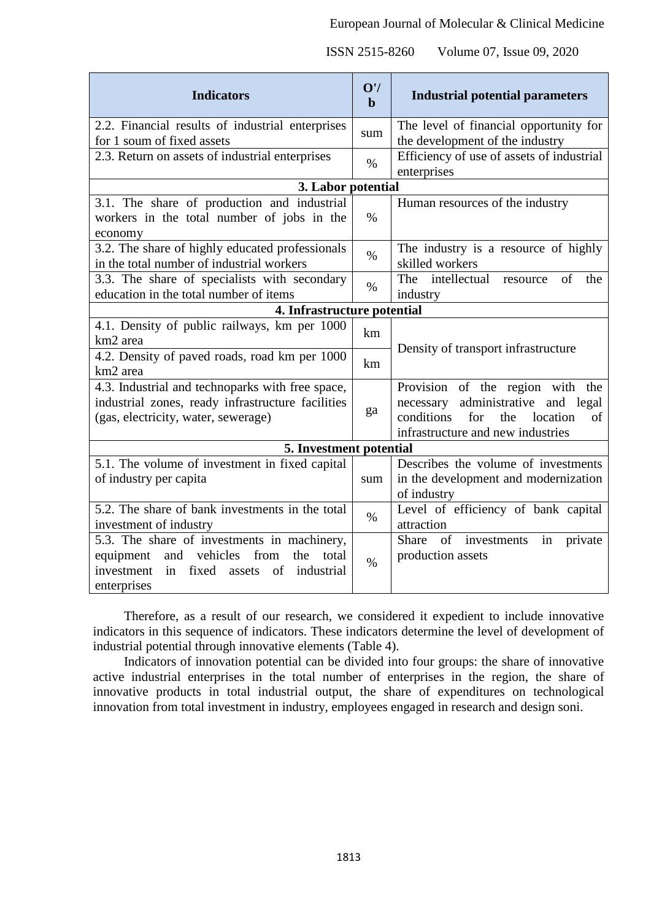| Indicators | O'/b | Industrial potential parameters |
|---|---|---|
| 2.2. Financial results of industrial enterprises for 1 soum of fixed assets | sum | The level of financial opportunity for the development of the industry |
| 2.3. Return on assets of industrial enterprises | % | Efficiency of use of assets of industrial enterprises |
| **3. Labor potential** | | |
| 3.1. The share of production and industrial workers in the total number of jobs in the economy | % | Human resources of the industry |
| 3.2. The share of highly educated professionals in the total number of industrial workers | % | The industry is a resource of highly skilled workers |
| 3.3. The share of specialists with secondary education in the total number of items | % | The intellectual resource of the industry |
| **4. Infrastructure potential** | | |
| 4.1. Density of public railways, km per 1000 km2 area | km | Density of transport infrastructure |
| 4.2. Density of paved roads, road km per 1000 km2 area | km | |
| 4.3. Industrial and technoparks with free space, industrial zones, ready infrastructure facilities (gas, electricity, water, sewerage) | ga | Provision of the region with the necessary administrative and legal conditions for the location of infrastructure and new industries |
| **5. Investment potential** | | |
| 5.1. The volume of investment in fixed capital of industry per capita | sum | Describes the volume of investments in the development and modernization of industry |
| 5.2. The share of bank investments in the total investment of industry | % | Level of efficiency of bank capital attraction |
| 5.3. The share of investments in machinery, equipment and vehicles from the total investment in fixed assets of industrial enterprises | % | Share of investments in private production assets |

Therefore, as a result of our research, we considered it expedient to include innovative indicators in this sequence of indicators. These indicators determine the level of development of industrial potential through innovative elements (Table 4).

Indicators of innovation potential can be divided into four groups: the share of innovative active industrial enterprises in the total number of enterprises in the region, the share of innovative products in total industrial output, the share of expenditures on technological innovation from total investment in industry, employees engaged in research and design soni.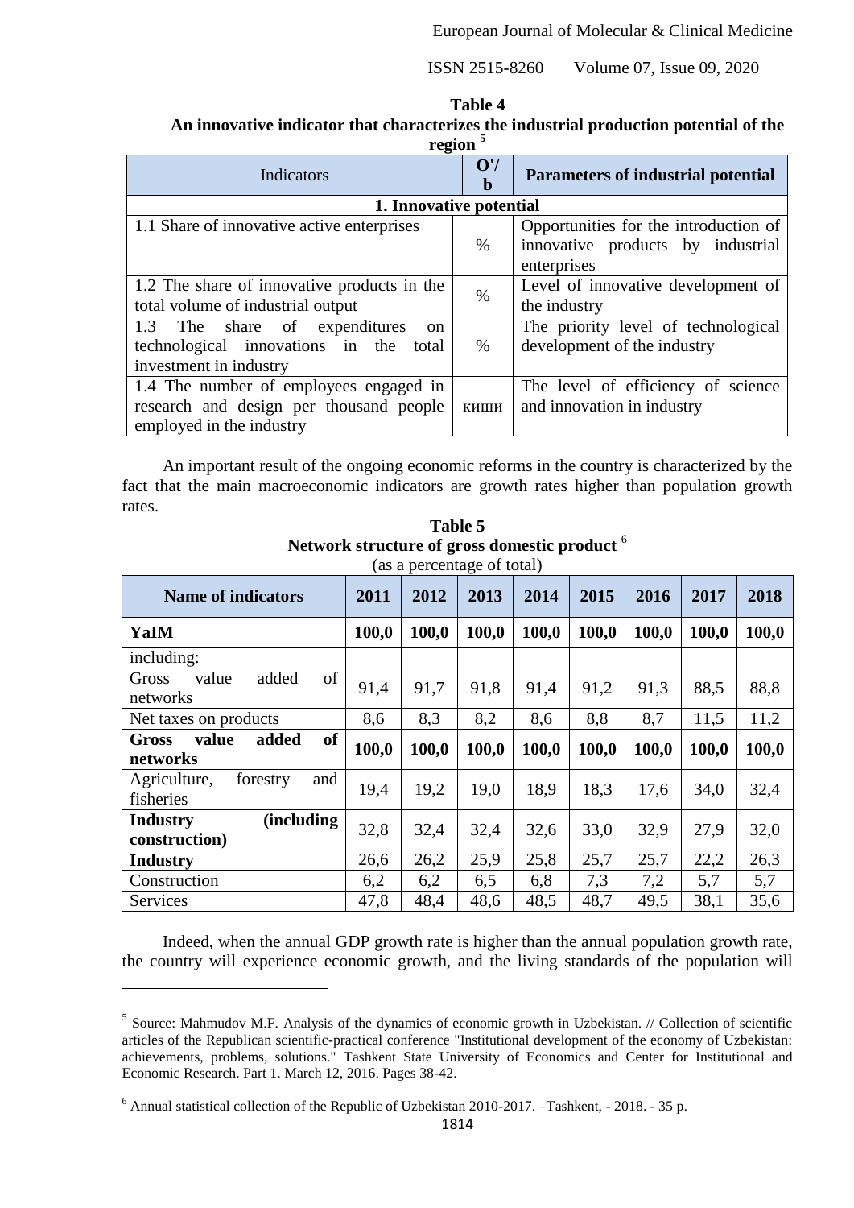**Table 4**

**An innovative indicator that characterizes the industrial production potential of the region** [5]

| Indicators | O'/b | Parameters of industrial potential |
|---|---|---|
| **1. Innovative potential** | | |
| 1.1 Share of innovative active enterprises | % | Opportunities for the introduction of innovative products by industrial enterprises |
| 1.2 The share of innovative products in the total volume of industrial output | % | Level of innovative development of the industry |
| 1.3 The share of expenditures on technological innovations in the total investment in industry | % | The priority level of technological development of the industry |
| 1.4 The number of employees engaged in research and design per thousand people employed in the industry | киши | The level of efficiency of science and innovation in industry |

An important result of the ongoing economic reforms in the country is characterized by the fact that the main macroeconomic indicators are growth rates higher than population growth rates.

**Table 5**

**Network structure of gross domestic product** [6]

(as a percentage of total)

| Name of indicators | 2011 | 2012 | 2013 | 2014 | 2015 | 2016 | 2017 | 2018 |
|---|---|---|---|---|---|---|---|---|
| **YaIM** | **100,0** | **100,0** | **100,0** | **100,0** | **100,0** | **100,0** | **100,0** | **100,0** |
| including: | | | | | | | | |
| Gross value added of networks | 91,4 | 91,7 | 91,8 | 91,4 | 91,2 | 91,3 | 88,5 | 88,8 |
| Net taxes on products | 8,6 | 8,3 | 8,2 | 8,6 | 8,8 | 8,7 | 11,5 | 11,2 |
| **Gross value added of networks** | **100,0** | **100,0** | **100,0** | **100,0** | **100,0** | **100,0** | **100,0** | **100,0** |
| Agriculture, forestry and fisheries | 19,4 | 19,2 | 19,0 | 18,9 | 18,3 | 17,6 | 34,0 | 32,4 |
| **Industry (including construction)** | 32,8 | 32,4 | 32,4 | 32,6 | 33,0 | 32,9 | 27,9 | 32,0 |
| **Industry** | 26,6 | 26,2 | 25,9 | 25,8 | 25,7 | 25,7 | 22,2 | 26,3 |
| Construction | 6,2 | 6,2 | 6,5 | 6,8 | 7,3 | 7,2 | 5,7 | 5,7 |
| Services | 47,8 | 48,4 | 48,6 | 48,5 | 48,7 | 49,5 | 38,1 | 35,6 |

Indeed, when the annual GDP growth rate is higher than the annual population growth rate, the country will experience economic growth, and the living standards of the population will

---

[5] Source: Mahmudov M.F. Analysis of the dynamics of economic growth in Uzbekistan. // Collection of scientific articles of the Republican scientific-practical conference "Institutional development of the economy of Uzbekistan: achievements, problems, solutions." Tashkent State University of Economics and Center for Institutional and Economic Research. Part 1. March 12, 2016. Pages 38-42.

[6] Annual statistical collection of the Republic of Uzbekistan 2010-2017. –Tashkent, - 2018. - 35 p.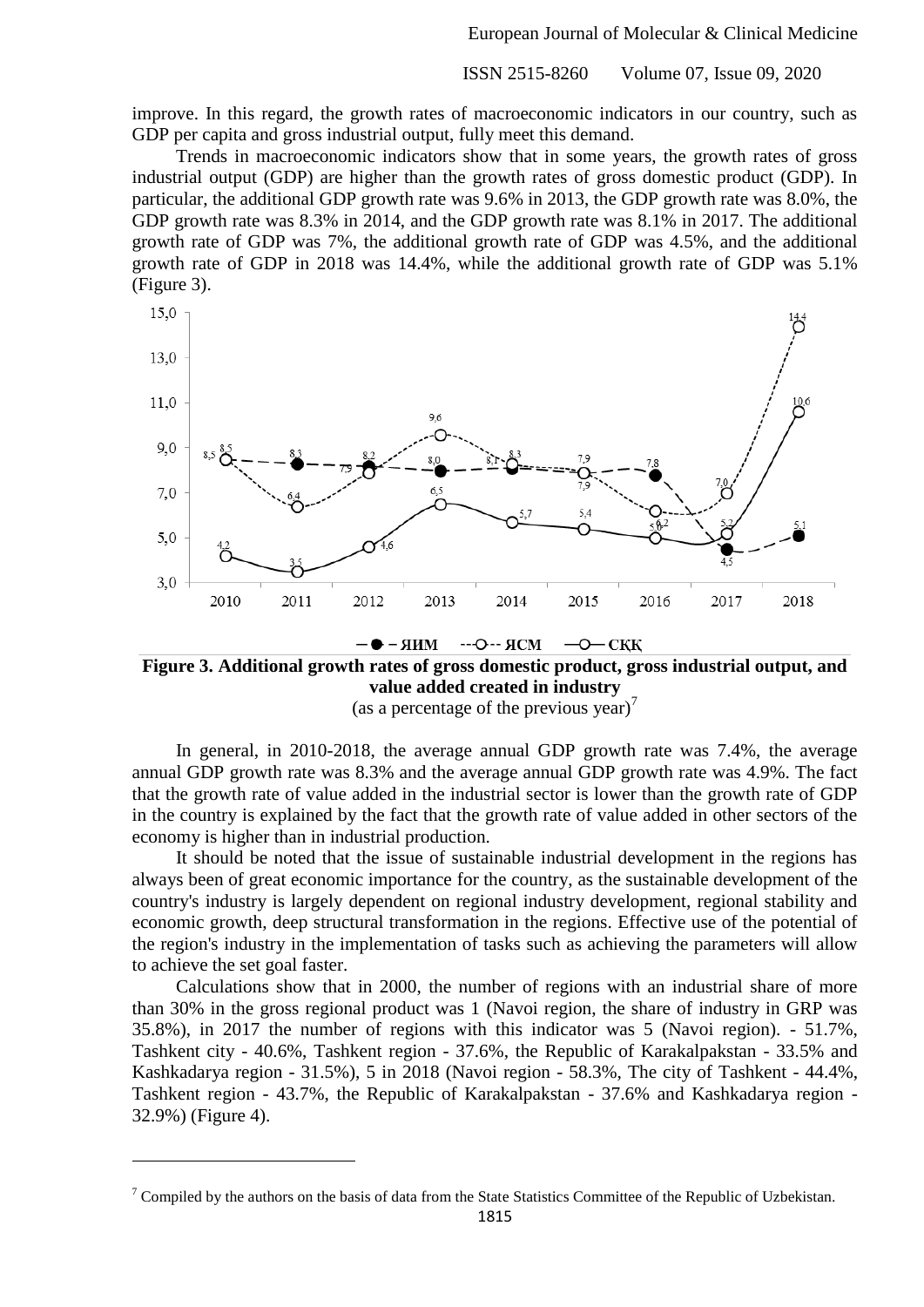improve. In this regard, the growth rates of macroeconomic indicators in our country, such as GDP per capita and gross industrial output, fully meet this demand.

Trends in macroeconomic indicators show that in some years, the growth rates of gross industrial output (GDP) are higher than the growth rates of gross domestic product (GDP). In particular, the additional GDP growth rate was 9.6% in 2013, the GDP growth rate was 8.0%, the GDP growth rate was 8.3% in 2014, and the GDP growth rate was 8.1% in 2017. The additional growth rate of GDP was 7%, the additional growth rate of GDP was 4.5%, and the additional growth rate of GDP in 2018 was 14.4%, while the additional growth rate of GDP was 5.1% (Figure 3).

**Figure 3. Additional growth rates of gross domestic product, gross industrial output, and value added created in industry**

(as a percentage of the previous year)[7]

In general, in 2010-2018, the average annual GDP growth rate was 7.4%, the average annual GDP growth rate was 8.3% and the average annual GDP growth rate was 4.9%. The fact that the growth rate of value added in the industrial sector is lower than the growth rate of GDP in the country is explained by the fact that the growth rate of value added in other sectors of the economy is higher than in industrial production.

It should be noted that the issue of sustainable industrial development in the regions has always been of great economic importance for the country, as the sustainable development of the country's industry is largely dependent on regional industry development, regional stability and economic growth, deep structural transformation in the regions. Effective use of the potential of the region's industry in the implementation of tasks such as achieving the parameters will allow to achieve the set goal faster.

Calculations show that in 2000, the number of regions with an industrial share of more than 30% in the gross regional product was 1 (Navoi region, the share of industry in GRP was 35.8%), in 2017 the number of regions with this indicator was 5 (Navoi region). - 51.7%, Tashkent city - 40.6%, Tashkent region - 37.6%, the Republic of Karakalpakstan - 33.5% and Kashkadarya region - 31.5%), 5 in 2018 (Navoi region - 58.3%, The city of Tashkent - 44.4%, Tashkent region - 43.7%, the Republic of Karakalpakstan - 37.6% and Kashkadarya region - 32.9%) (Figure 4).

[7] Compiled by the authors on the basis of data from the State Statistics Committee of the Republic of Uzbekistan.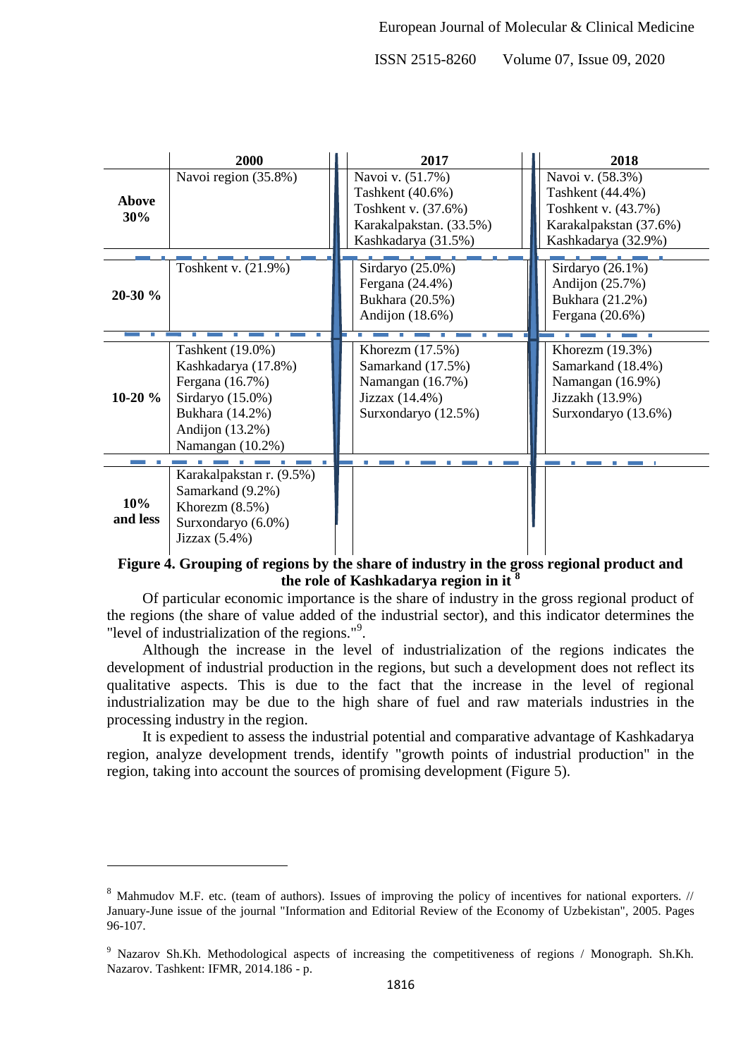| | 2000 | 2017 | 2018 |
|---|---|---|---|
| **Above 30%** | Navoi region (35.8%) | Navoi v. (51.7%)<br>Tashkent (40.6%)<br>Toshkent v. (37.6%)<br>Karakalpakstan. (33.5%)<br>Kashkadarya (31.5%) | Navoi v. (58.3%)<br>Tashkent (44.4%)<br>Toshkent v. (43.7%)<br>Karakalpakstan (37.6%)<br>Kashkadarya (32.9%) |
| **20-30 %** | Toshkent v. (21.9%) | Sirdaryo (25.0%)<br>Fergana (24.4%)<br>Bukhara (20.5%)<br>Andijon (18.6%) | Sirdaryo (26.1%)<br>Andijon (25.7%)<br>Bukhara (21.2%)<br>Fergana (20.6%) |
| **10-20 %** | Tashkent (19.0%)<br>Kashkadarya (17.8%)<br>Fergana (16.7%)<br>Sirdaryo (15.0%)<br>Bukhara (14.2%)<br>Andijon (13.2%)<br>Namangan (10.2%) | Khorezm (17.5%)<br>Samarkand (17.5%)<br>Namangan (16.7%)<br>Jizzax (14.4%)<br>Surxondaryo (12.5%) | Khorezm (19.3%)<br>Samarkand (18.4%)<br>Namangan (16.9%)<br>Jizzakh (13.9%)<br>Surxondaryo (13.6%) |
| **10% and less** | Karakalpakstan r. (9.5%)<br>Samarkand (9.2%)<br>Khorezm (8.5%)<br>Surxondaryo (6.0%)<br>Jizzax (5.4%) | | |

**Figure 4. Grouping of regions by the share of industry in the gross regional product and the role of Kashkadarya region in it [8]**

Of particular economic importance is the share of industry in the gross regional product of the regions (the share of value added of the industrial sector), and this indicator determines the "level of industrialization of the regions."[9].

Although the increase in the level of industrialization of the regions indicates the development of industrial production in the regions, but such a development does not reflect its qualitative aspects. This is due to the fact that the increase in the level of regional industrialization may be due to the high share of fuel and raw materials industries in the processing industry in the region.

It is expedient to assess the industrial potential and comparative advantage of Kashkadarya region, analyze development trends, identify "growth points of industrial production" in the region, taking into account the sources of promising development (Figure 5).

---

[8] Mahmudov M.F. etc. (team of authors). Issues of improving the policy of incentives for national exporters. // January-June issue of the journal "Information and Editorial Review of the Economy of Uzbekistan", 2005. Pages 96-107.

[9] Nazarov Sh.Kh. Methodological aspects of increasing the competitiveness of regions / Monograph. Sh.Kh. Nazarov. Tashkent: IFMR, 2014.186 - p.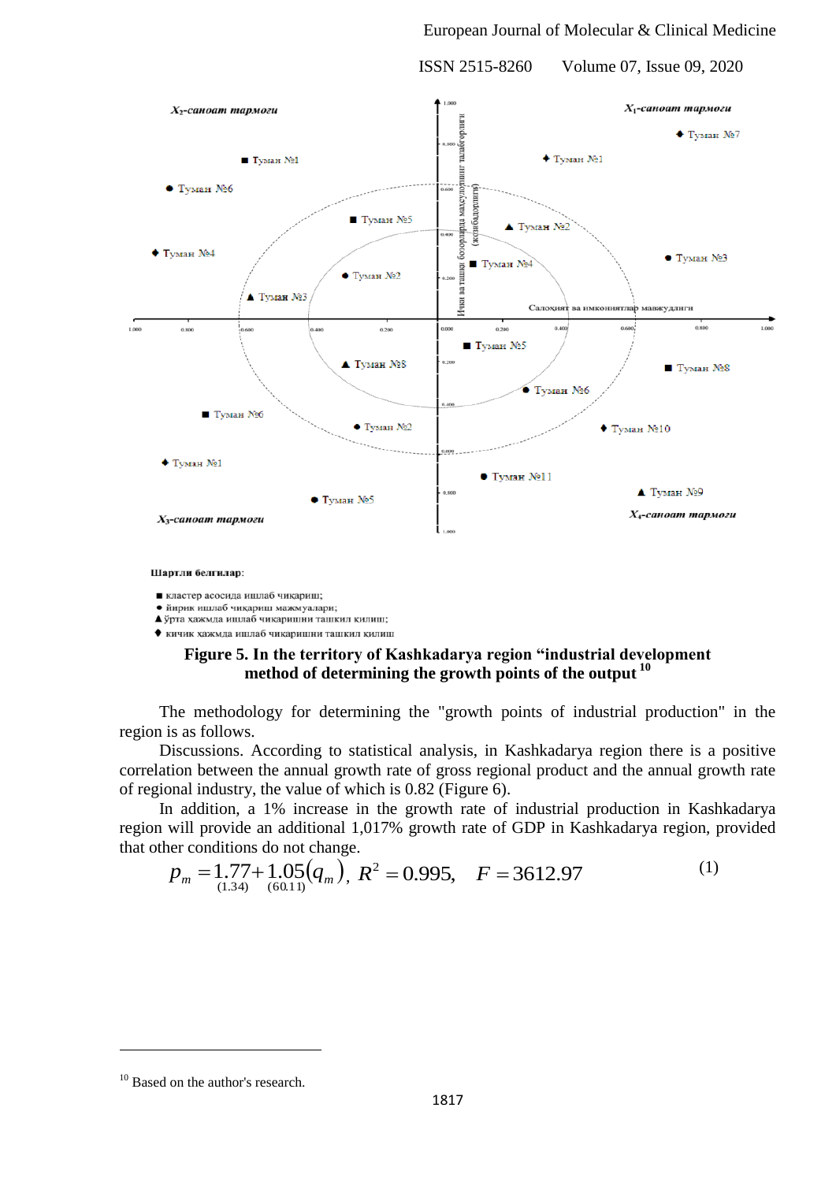X₂-саноат тармоғи

X₁-саноат тармоғи

Туман №1

Туман №7

Туман №6

Туман №1

Туман №5

Туман №2

Туман №4

Туман №3

Туман №4

Туман №2

Туман №3

Ички ва ташқи бозорларда маҳсулотнинг талабгорлиги (ҳозибадорлиги)

Салоҳият ва имкониятлар мавжудлиги

Туман №5

Туман №8

Туман №8

Туман №6

Туман №6

Туман №2

Туман №10

Туман №1

Туман №11

Туман №5

Туман №9

X₃-саноат тармоғи

X₄-саноат тармоғи

**Шартли белгилар**:

- ■ кластер асосида ишлаб чиқариш;
- ● йирик ишлаб чиқариш мажмуалари;
- ▲ ўрта ҳажмда ишлаб чиқаришни ташкил қилиш;
- ♦ кичик ҳажмда ишлаб чиқаришни ташкил қилиш

**Figure 5. In the territory of Kashkadarya region "industrial development method of determining the growth points of the output [10]**

The methodology for determining the "growth points of industrial production" in the region is as follows.

Discussions. According to statistical analysis, in Kashkadarya region there is a positive correlation between the annual growth rate of gross regional product and the annual growth rate of regional industry, the value of which is 0.82 (Figure 6).

In addition, a 1% increase in the growth rate of industrial production in Kashkadarya region will provide an additional 1,017% growth rate of GDP in Kashkadarya region, provided that other conditions do not change.

$$p_m = \underset{(1.34)}{1.77} + \underset{(60.11)}{1.05}(q_m), \; R^2 = 0.995, \quad F = 3612.97 \tag{1}$$

---

[10] Based on the author's research.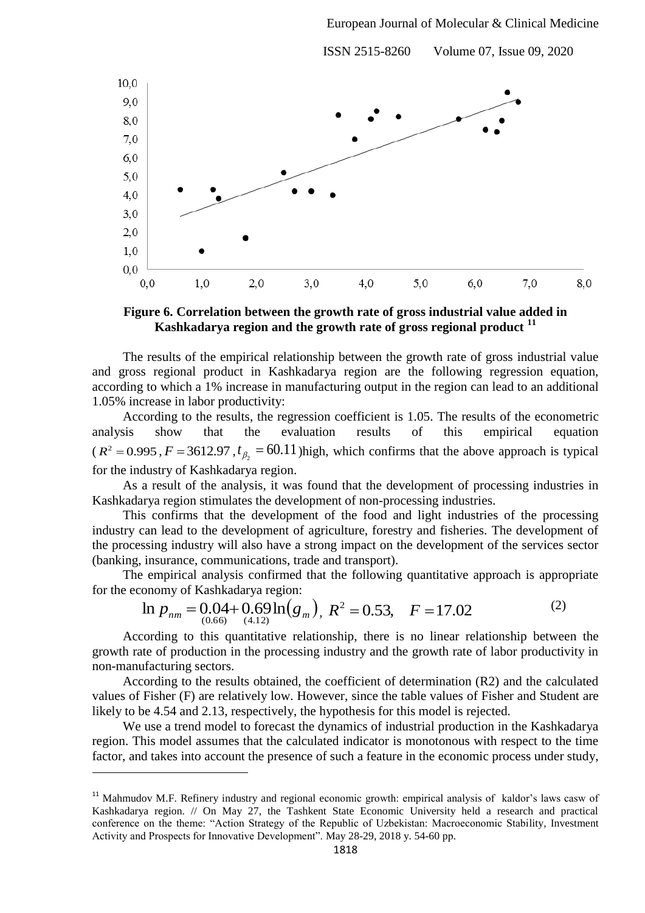**Figure 6. Correlation between the growth rate of gross industrial value added in Kashkadarya region and the growth rate of gross regional product [11]**

The results of the empirical relationship between the growth rate of gross industrial value and gross regional product in Kashkadarya region are the following regression equation, according to which a 1% increase in manufacturing output in the region can lead to an additional 1.05% increase in labor productivity:

According to the results, the regression coefficient is 1.05. The results of the econometric analysis show that the evaluation results of this empirical equation ($R^2 = 0.995$, $F = 3612.97$, $t_{\beta_2} = 60.11$)high, which confirms that the above approach is typical for the industry of Kashkadarya region.

As a result of the analysis, it was found that the development of processing industries in Kashkadarya region stimulates the development of non-processing industries.

This confirms that the development of the food and light industries of the processing industry can lead to the development of agriculture, forestry and fisheries. The development of the processing industry will also have a strong impact on the development of the services sector (banking, insurance, communications, trade and transport).

The empirical analysis confirmed that the following quantitative approach is appropriate for the economy of Kashkadarya region:

$$\ln p_{nm} = \underset{(0.66)}{0.04} + \underset{(4.12)}{0.69} \ln(g_m), \; R^2 = 0.53, \quad F = 17.02 \tag{2}$$

According to this quantitative relationship, there is no linear relationship between the growth rate of production in the processing industry and the growth rate of labor productivity in non-manufacturing sectors.

According to the results obtained, the coefficient of determination (R2) and the calculated values of Fisher (F) are relatively low. However, since the table values of Fisher and Student are likely to be 4.54 and 2.13, respectively, the hypothesis for this model is rejected.

We use a trend model to forecast the dynamics of industrial production in the Kashkadarya region. This model assumes that the calculated indicator is monotonous with respect to the time factor, and takes into account the presence of such a feature in the economic process under study,

---

[11] Mahmudov M.F. Refinery industry and regional economic growth: empirical analysis of kaldor's laws casw of Kashkadarya region. // On May 27, the Tashkent State Economic University held a research and practical conference on the theme: "Action Strategy of the Republic of Uzbekistan: Macroeconomic Stability, Investment Activity and Prospects for Innovative Development". May 28-29, 2018 y. 54-60 pp.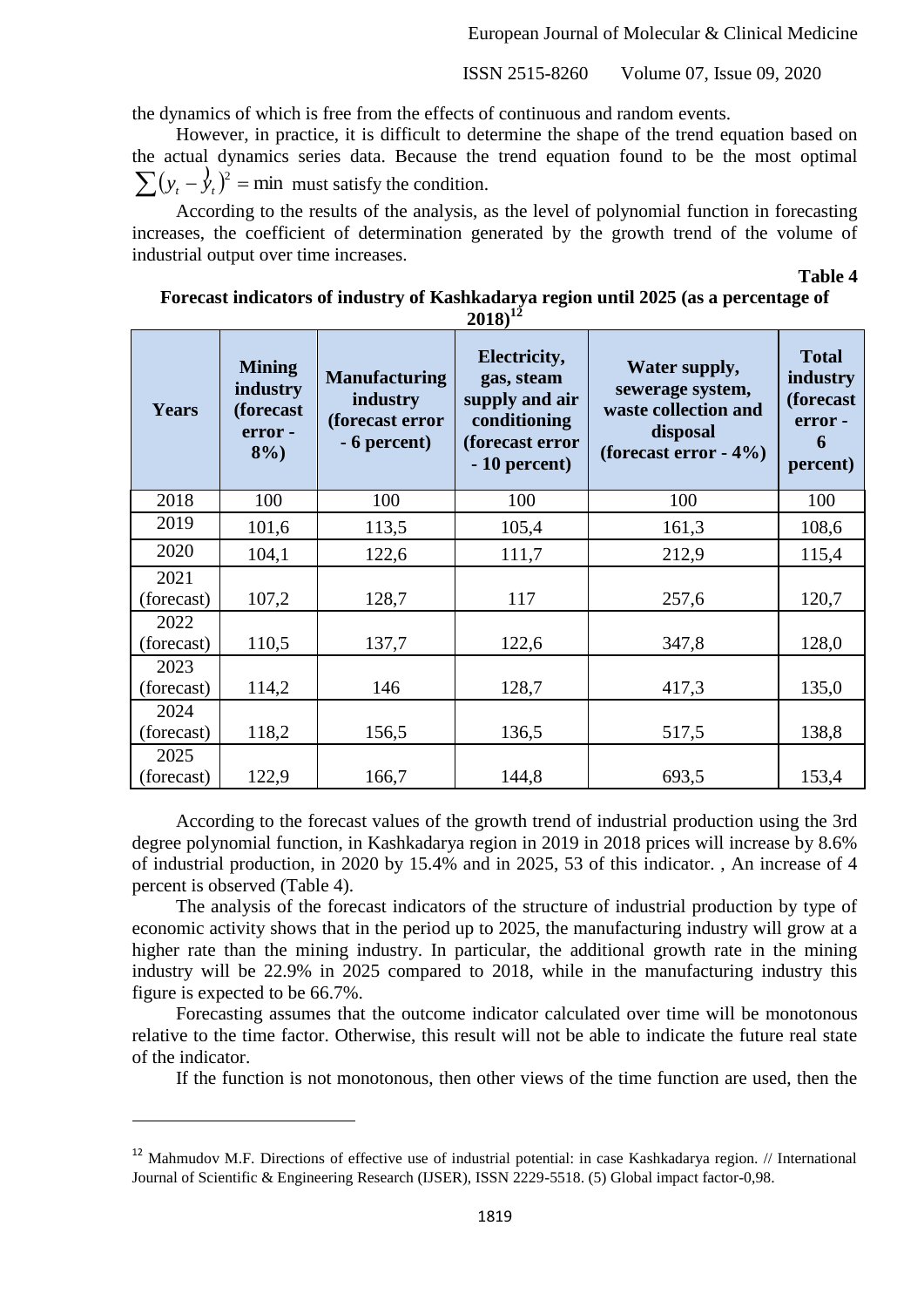the dynamics of which is free from the effects of continuous and random events.

However, in practice, it is difficult to determine the shape of the trend equation based on the actual dynamics series data. Because the trend equation found to be the most optimal $\sum(y_t - \hat{y}_t)^2 = \min$ must satisfy the condition.

According to the results of the analysis, as the level of polynomial function in forecasting increases, the coefficient of determination generated by the growth trend of the volume of industrial output over time increases.

**Table 4**

**Forecast indicators of industry of Kashkadarya region until 2025 (as a percentage of 2018)[12]**

| Years | Mining industry (forecast error - 8%) | Manufacturing industry (forecast error - 6 percent) | Electricity, gas, steam supply and air conditioning (forecast error - 10 percent) | Water supply, sewerage system, waste collection and disposal (forecast error - 4%) | Total industry (forecast error - 6 percent) |
|---|---|---|---|---|---|
| 2018 | 100 | 100 | 100 | 100 | 100 |
| 2019 | 101,6 | 113,5 | 105,4 | 161,3 | 108,6 |
| 2020 | 104,1 | 122,6 | 111,7 | 212,9 | 115,4 |
| 2021 (forecast) | 107,2 | 128,7 | 117 | 257,6 | 120,7 |
| 2022 (forecast) | 110,5 | 137,7 | 122,6 | 347,8 | 128,0 |
| 2023 (forecast) | 114,2 | 146 | 128,7 | 417,3 | 135,0 |
| 2024 (forecast) | 118,2 | 156,5 | 136,5 | 517,5 | 138,8 |
| 2025 (forecast) | 122,9 | 166,7 | 144,8 | 693,5 | 153,4 |

According to the forecast values of the growth trend of industrial production using the 3rd degree polynomial function, in Kashkadarya region in 2019 in 2018 prices will increase by 8.6% of industrial production, in 2020 by 15.4% and in 2025, 53 of this indicator. , An increase of 4 percent is observed (Table 4).

The analysis of the forecast indicators of the structure of industrial production by type of economic activity shows that in the period up to 2025, the manufacturing industry will grow at a higher rate than the mining industry. In particular, the additional growth rate in the mining industry will be 22.9% in 2025 compared to 2018, while in the manufacturing industry this figure is expected to be 66.7%.

Forecasting assumes that the outcome indicator calculated over time will be monotonous relative to the time factor. Otherwise, this result will not be able to indicate the future real state of the indicator.

If the function is not monotonous, then other views of the time function are used, then the

---

[12] Mahmudov M.F. Directions of effective use of industrial potential: in case Kashkadarya region. // International Journal of Scientific & Engineering Research (IJSER), ISSN 2229-5518. (5) Global impact factor-0,98.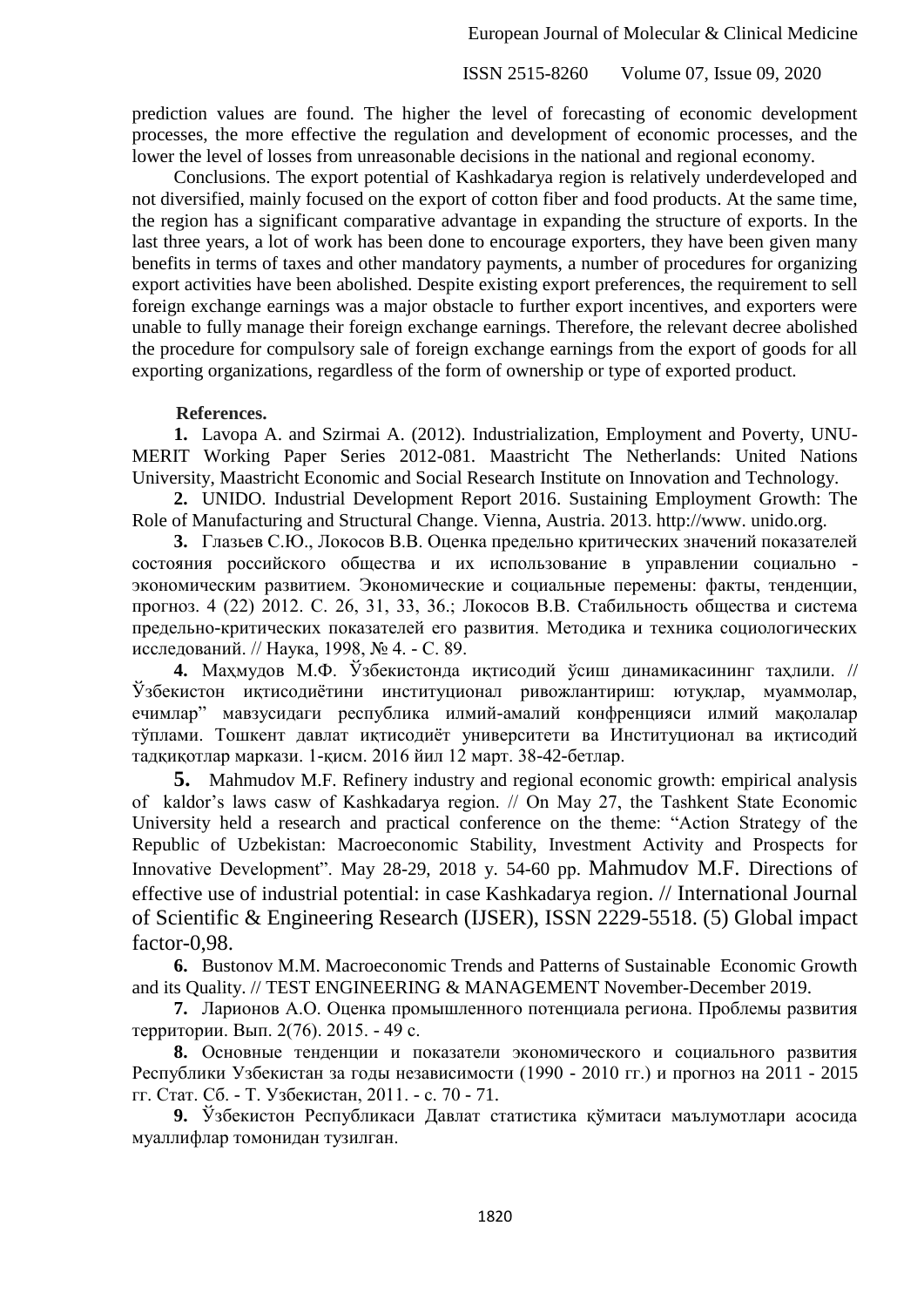prediction values are found. The higher the level of forecasting of economic development processes, the more effective the regulation and development of economic processes, and the lower the level of losses from unreasonable decisions in the national and regional economy.

Conclusions. The export potential of Kashkadarya region is relatively underdeveloped and not diversified, mainly focused on the export of cotton fiber and food products. At the same time, the region has a significant comparative advantage in expanding the structure of exports. In the last three years, a lot of work has been done to encourage exporters, they have been given many benefits in terms of taxes and other mandatory payments, a number of procedures for organizing export activities have been abolished. Despite existing export preferences, the requirement to sell foreign exchange earnings was a major obstacle to further export incentives, and exporters were unable to fully manage their foreign exchange earnings. Therefore, the relevant decree abolished the procedure for compulsory sale of foreign exchange earnings from the export of goods for all exporting organizations, regardless of the form of ownership or type of exported product.

**References.**

**1.** Lavopa A. and Szirmai A. (2012). Industrialization, Employment and Poverty, UNU-MERIT Working Paper Series 2012-081. Maastricht The Netherlands: United Nations University, Maastricht Economic and Social Research Institute on Innovation and Technology.

**2.** UNIDO. Industrial Development Report 2016. Sustaining Employment Growth: The Role of Manufacturing and Structural Change. Vienna, Austria. 2013. http://www. unido.org.

**3.** Глазьев С.Ю., Локосов В.В. Оценка предельно критических значений показателей состояния российского общества и их использование в управлении социально - экономическим развитием. Экономические и социальные перемены: факты, тенденции, прогноз. 4 (22) 2012. С. 26, 31, 33, 36.; Локосов В.В. Стабильность общества и система предельно-критических показателей его развития. Методика и техника социологических исследований. // Наука, 1998, № 4. - С. 89.

**4.** Маҳмудов М.Ф. Ўзбекистонда иқтисодий ўсиш динамикасининг таҳлили. // Ўзбекистон иқтисодиётини институционал ривожлантириш: ютуқлар, муаммолар, ечимлар" мавзусидаги республика илмий-амалий конференцияси илмий мақолалар тўплами. Тошкент давлат иқтисодиёт университети ва Институционал ва иқтисодий тадқиқотлар маркази. 1-қисм. 2016 йил 12 март. 38-42-бетлар.

**5.** Mahmudov M.F. Refinery industry and regional economic growth: empirical analysis of kaldor's laws casw of Kashkadarya region. // On May 27, the Tashkent State Economic University held a research and practical conference on the theme: "Action Strategy of the Republic of Uzbekistan: Macroeconomic Stability, Investment Activity and Prospects for Innovative Development". May 28-29, 2018 y. 54-60 pp. Mahmudov M.F. Directions of effective use of industrial potential: in case Kashkadarya region. // International Journal of Scientific & Engineering Research (IJSER), ISSN 2229-5518. (5) Global impact factor-0,98.

**6.** Bustonov M.M. Macroeconomic Trends and Patterns of Sustainable Economic Growth and its Quality. // TEST ENGINEERING & MANAGEMENT November-December 2019.

**7.** Ларионов А.О. Оценка промышленного потенциала региона. Проблемы развития территории. Вып. 2(76). 2015. - 49 с.

**8.** Основные тенденции и показатели экономического и социального развития Республики Узбекистан за годы независимости (1990 - 2010 гг.) и прогноз на 2011 - 2015 гг. Стат. Сб. - Т. Узбекистан, 2011. - с. 70 - 71.

**9.** Ўзбекистон Республикаси Давлат статистика қўмитаси маълумотлари асосида муаллифлар томонидан тузилган.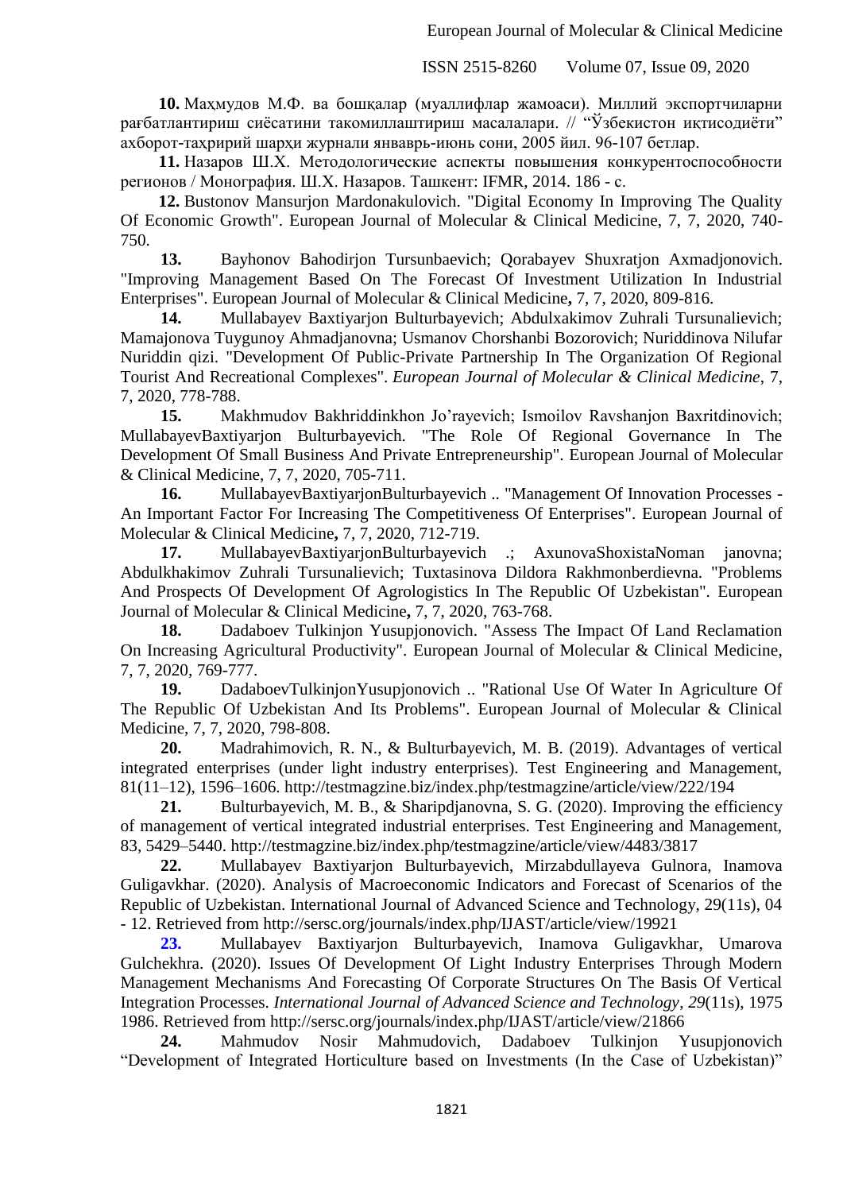**10.** Маҳмудов М.Ф. ва бошқалар (муаллифлар жамоаси). Миллий экспортчиларни рағбатлантириш сиёсатини такомиллаштириш масалалари. // "Ўзбекистон иқтисодиёти" ахборот-таҳририй шарҳи журнали январь-июнь сони, 2005 йил. 96-107 бетлар.

**11.** Назаров Ш.Х. Методологические аспекты повышения конкурентоспособности регионов / Монография. Ш.Х. Назаров. Ташкент: IFMR, 2014. 186 - с.

**12.** Bustonov Mansurjon Mardonakulovich. "Digital Economy In Improving The Quality Of Economic Growth". European Journal of Molecular & Clinical Medicine, 7, 7, 2020, 740-750.

**13.** Bayhonov Bahodirjon Tursunbaevich; Qorabayev Shuxratjon Axmadjonovich. "Improving Management Based On The Forecast Of Investment Utilization In Industrial Enterprises". European Journal of Molecular & Clinical Medicine**,** 7, 7, 2020, 809-816.

**14.** Mullabayev Baxtiyarjon Bulturbayevich; Abdulxakimov Zuhrali Tursunalievich; Mamajonova Tuygunoy Ahmadjanovna; Usmanov Chorshanbi Bozorovich; Nuriddinova Nilufar Nuriddin qizi. "Development Of Public-Private Partnership In The Organization Of Regional Tourist And Recreational Complexes". *European Journal of Molecular & Clinical Medicine*, 7, 7, 2020, 778-788.

**15.** Makhmudov Bakhriddinkhon Jo'rayevich; Ismoilov Ravshanjon Baxritdinovich; MullabayevBaxtiyarjon Bulturbayevich. "The Role Of Regional Governance In The Development Of Small Business And Private Entrepreneurship". European Journal of Molecular & Clinical Medicine, 7, 7, 2020, 705-711.

**16.** MullabayevBaxtiyarjonBulturbayevich .. "Management Of Innovation Processes - An Important Factor For Increasing The Competitiveness Of Enterprises". European Journal of Molecular & Clinical Medicine**,** 7, 7, 2020, 712-719.

**17.** MullabayevBaxtiyarjonBulturbayevich .; AxunovaShoxistaNoman janovna; Abdulkhakimov Zuhrali Tursunalievich; Tuxtasinova Dildora Rakhmonberdievna. "Problems And Prospects Of Development Of Agrologistics In The Republic Of Uzbekistan". European Journal of Molecular & Clinical Medicine**,** 7, 7, 2020, 763-768.

**18.** Dadaboev Tulkinjon Yusupjonovich. "Assess The Impact Of Land Reclamation On Increasing Agricultural Productivity". European Journal of Molecular & Clinical Medicine, 7, 7, 2020, 769-777.

**19.** DadaboevTulkinjonYusupjonovich .. "Rational Use Of Water In Agriculture Of The Republic Of Uzbekistan And Its Problems". European Journal of Molecular & Clinical Medicine, 7, 7, 2020, 798-808.

**20.** Madrahimovich, R. N., & Bulturbayevich, M. B. (2019). Advantages of vertical integrated enterprises (under light industry enterprises). Test Engineering and Management, 81(11–12), 1596–1606. http://testmagzine.biz/index.php/testmagzine/article/view/222/194

**21.** Bulturbayevich, M. B., & Sharipdjanovna, S. G. (2020). Improving the efficiency of management of vertical integrated industrial enterprises. Test Engineering and Management, 83, 5429–5440. http://testmagzine.biz/index.php/testmagzine/article/view/4483/3817

**22.** Mullabayev Baxtiyarjon Bulturbayevich, Mirzabdullayeva Gulnora, Inamova Guligavkhar. (2020). Analysis of Macroeconomic Indicators and Forecast of Scenarios of the Republic of Uzbekistan. International Journal of Advanced Science and Technology, 29(11s), 04 - 12. Retrieved from http://sersc.org/journals/index.php/IJAST/article/view/19921

**23.** Mullabayev Baxtiyarjon Bulturbayevich, Inamova Guligavkhar, Umarova Gulchekhra. (2020). Issues Of Development Of Light Industry Enterprises Through Modern Management Mechanisms And Forecasting Of Corporate Structures On The Basis Of Vertical Integration Processes. *International Journal of Advanced Science and Technology*, *29*(11s), 1975 1986. Retrieved from http://sersc.org/journals/index.php/IJAST/article/view/21866

**24.** Mahmudov Nosir Mahmudovich, Dadaboev Tulkinjon Yusupjonovich "Development of Integrated Horticulture based on Investments (In the Case of Uzbekistan)"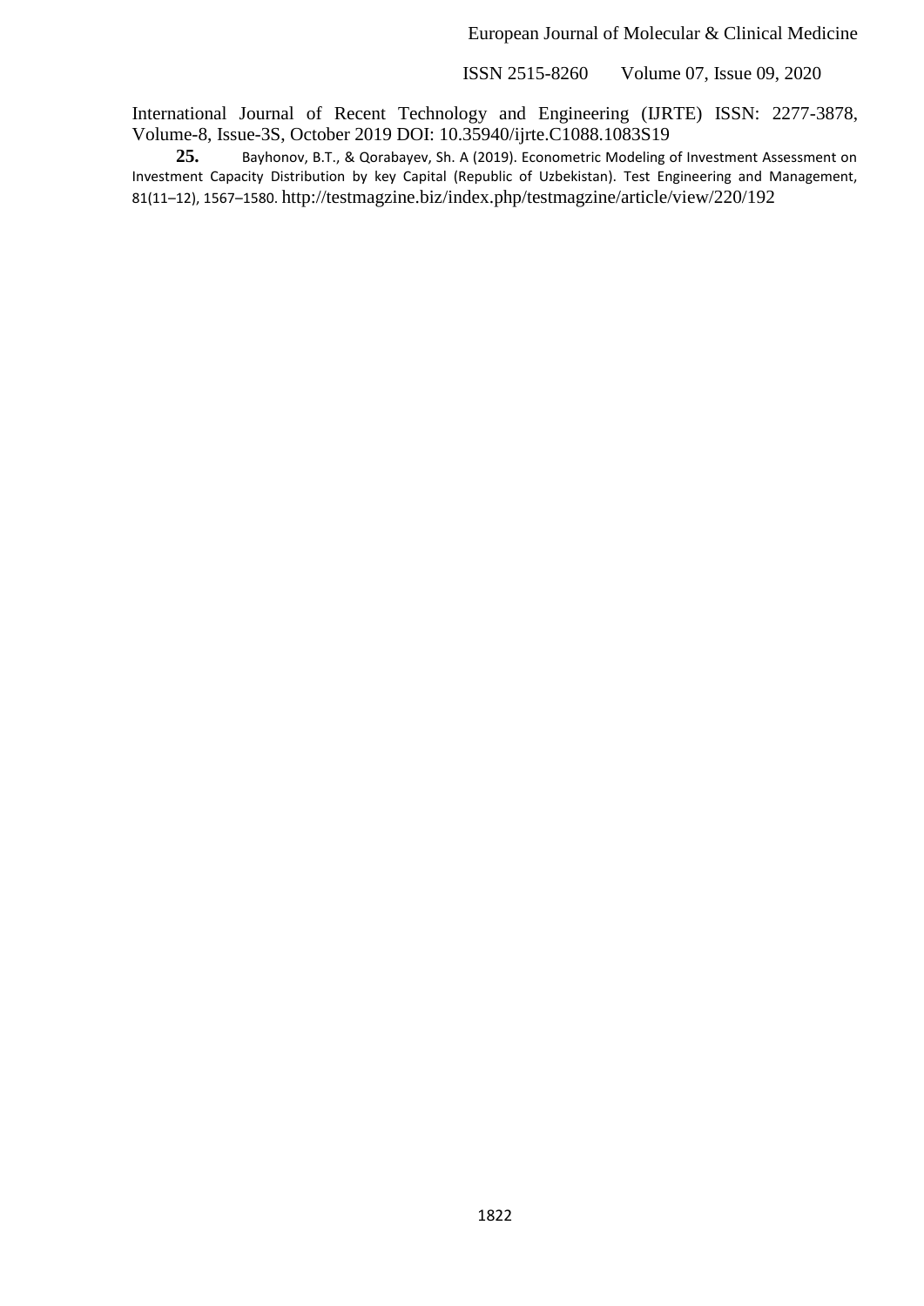International Journal of Recent Technology and Engineering (IJRTE) ISSN: 2277-3878, Volume-8, Issue-3S, October 2019 DOI: 10.35940/ijrte.C1088.1083S19

**25.** Bayhonov, B.T., & Qorabayev, Sh. A (2019). Econometric Modeling of Investment Assessment on Investment Capacity Distribution by key Capital (Republic of Uzbekistan). Test Engineering and Management, 81(11–12), 1567–1580. http://testmagzine.biz/index.php/testmagzine/article/view/220/192